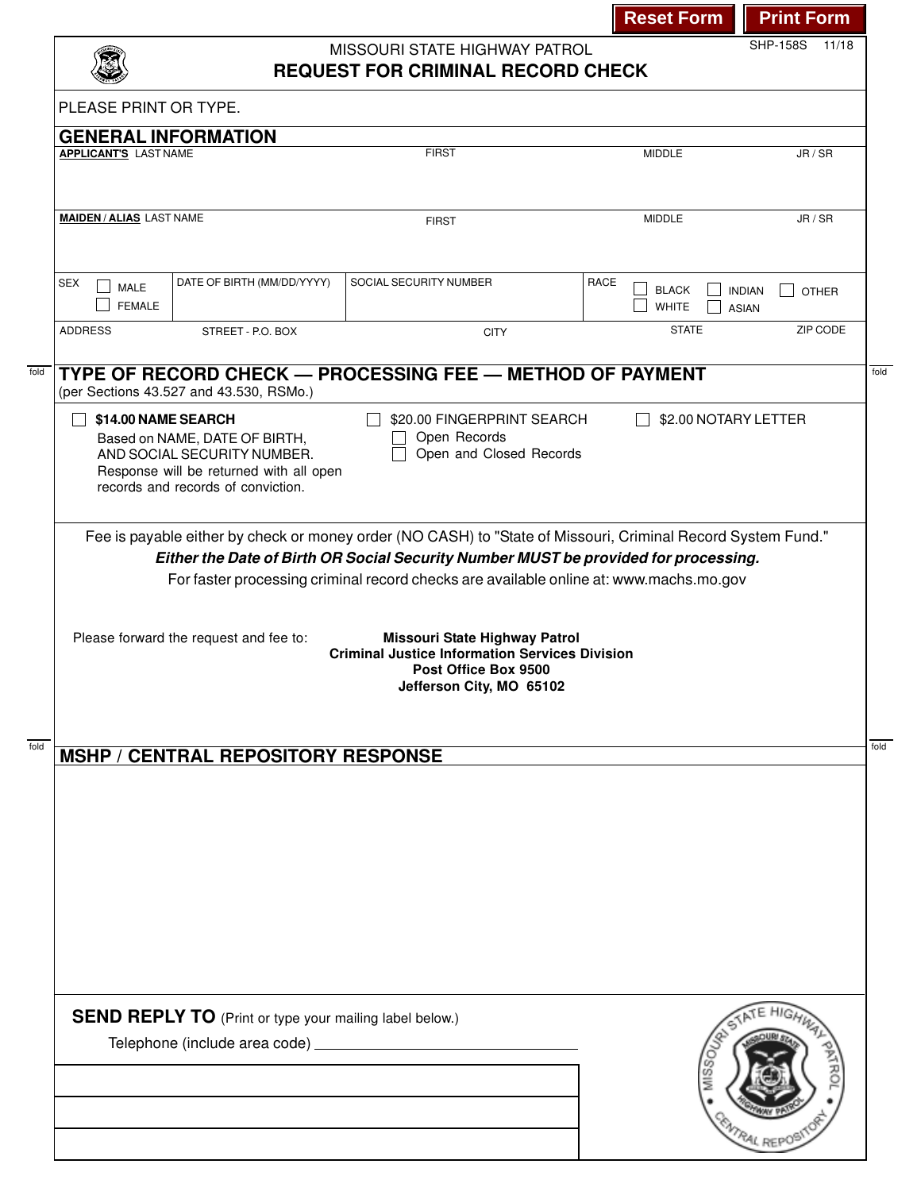Reset Form | Print Form

SHP-158S 11/18

MISSOURI STATE HIGHWAY PATROL

# REQUEST FOR CRIMINAL RECORD CHECK

PLEASE PRINT OR TYPE.

## GENERAL INFORMATION

| **APPLICANT'S** LAST NAME | FIRST | MIDDLE | JR / SR |
|---|---|---|---|
| | | | |

| **MAIDEN / ALIAS** LAST NAME | FIRST | MIDDLE | JR / SR |
|---|---|---|---|
| | | | |

| SEX | DATE OF BIRTH (MM/DD/YYYY) | SOCIAL SECURITY NUMBER | RACE |
|---|---|---|---|
| ☐ MALE ☐ FEMALE | | | ☐ BLACK ☐ WHITE ☐ INDIAN ☐ ASIAN ☐ OTHER |

| ADDRESS | STREET - P.O. BOX | CITY | STATE | ZIP CODE |
|---|---|---|---|---|
| | | | | |

## TYPE OF RECORD CHECK — PROCESSING FEE — METHOD OF PAYMENT

(per Sections 43.527 and 43.530, RSMo.)

☐ **$14.00 NAME SEARCH**
Based on NAME, DATE OF BIRTH, AND SOCIAL SECURITY NUMBER. Response will be returned with all open records and records of conviction.

☐ $20.00 FINGERPRINT SEARCH
- ☐ Open Records
- ☐ Open and Closed Records

☐ $2.00 NOTARY LETTER

Fee is payable either by check or money order (NO CASH) to "State of Missouri, Criminal Record System Fund."

***Either the Date of Birth OR Social Security Number MUST be provided for processing.***

For faster processing criminal record checks are available online at: www.machs.mo.gov

Please forward the request and fee to:

**Missouri State Highway Patrol**
**Criminal Justice Information Services Division**
**Post Office Box 9500**
**Jefferson City, MO 65102**

## MSHP / CENTRAL REPOSITORY RESPONSE

**SEND REPLY TO** (Print or type your mailing label below.)

Telephone (include area code) ______________________________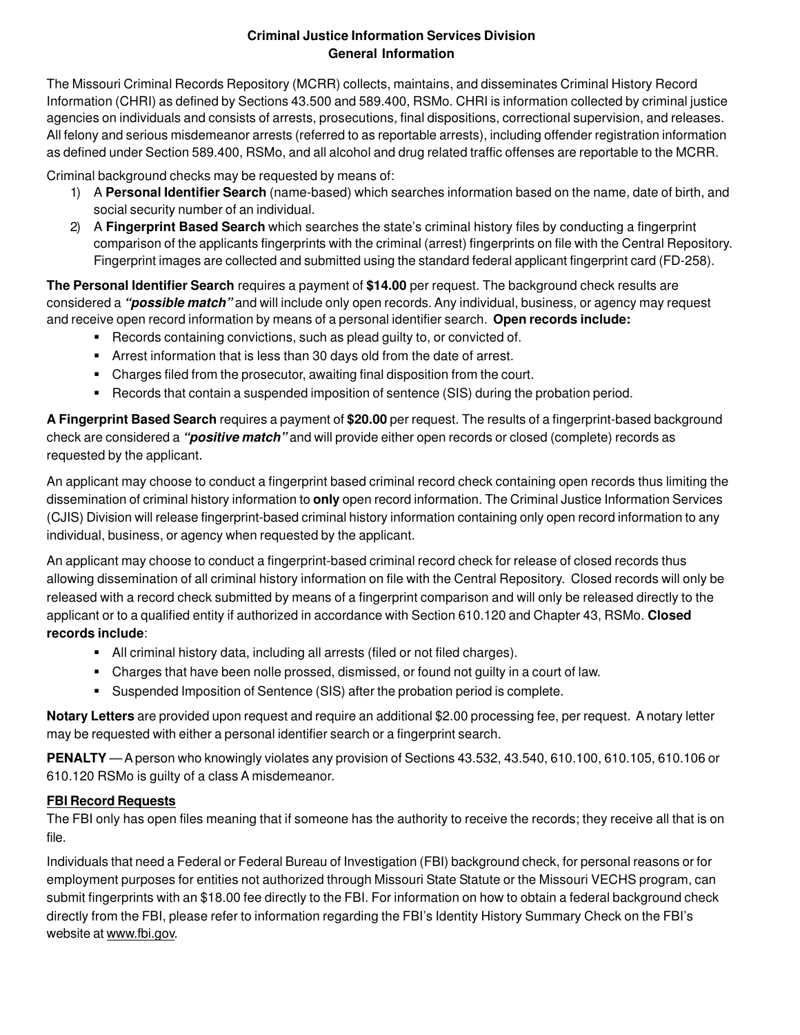# Criminal Justice Information Services Division
## General Information

The Missouri Criminal Records Repository (MCRR) collects, maintains, and disseminates Criminal History Record Information (CHRI) as defined by Sections 43.500 and 589.400, RSMo. CHRI is information collected by criminal justice agencies on individuals and consists of arrests, prosecutions, final dispositions, correctional supervision, and releases. All felony and serious misdemeanor arrests (referred to as reportable arrests), including offender registration information as defined under Section 589.400, RSMo, and all alcohol and drug related traffic offenses are reportable to the MCRR.

Criminal background checks may be requested by means of:

1) A **Personal Identifier Search** (name-based) which searches information based on the name, date of birth, and social security number of an individual.
2) A **Fingerprint Based Search** which searches the state's criminal history files by conducting a fingerprint comparison of the applicants fingerprints with the criminal (arrest) fingerprints on file with the Central Repository. Fingerprint images are collected and submitted using the standard federal applicant fingerprint card (FD-258).

**The Personal Identifier Search** requires a payment of **$14.00** per request. The background check results are considered a ***"possible match"*** and will include only open records. Any individual, business, or agency may request and receive open record information by means of a personal identifier search. **Open records include:**

- Records containing convictions, such as plead guilty to, or convicted of.
- Arrest information that is less than 30 days old from the date of arrest.
- Charges filed from the prosecutor, awaiting final disposition from the court.
- Records that contain a suspended imposition of sentence (SIS) during the probation period.

**A Fingerprint Based Search** requires a payment of **$20.00** per request. The results of a fingerprint-based background check are considered a ***"positive match"*** and will provide either open records or closed (complete) records as requested by the applicant.

An applicant may choose to conduct a fingerprint based criminal record check containing open records thus limiting the dissemination of criminal history information to **only** open record information. The Criminal Justice Information Services (CJIS) Division will release fingerprint-based criminal history information containing only open record information to any individual, business, or agency when requested by the applicant.

An applicant may choose to conduct a fingerprint-based criminal record check for release of closed records thus allowing dissemination of all criminal history information on file with the Central Repository. Closed records will only be released with a record check submitted by means of a fingerprint comparison and will only be released directly to the applicant or to a qualified entity if authorized in accordance with Section 610.120 and Chapter 43, RSMo. **Closed records include**:

- All criminal history data, including all arrests (filed or not filed charges).
- Charges that have been nolle prossed, dismissed, or found not guilty in a court of law.
- Suspended Imposition of Sentence (SIS) after the probation period is complete.

**Notary Letters** are provided upon request and require an additional $2.00 processing fee, per request. A notary letter may be requested with either a personal identifier search or a fingerprint search.

**PENALTY** — A person who knowingly violates any provision of Sections 43.532, 43.540, 610.100, 610.105, 610.106 or 610.120 RSMo is guilty of a class A misdemeanor.

### FBI Record Requests

The FBI only has open files meaning that if someone has the authority to receive the records; they receive all that is on file.

Individuals that need a Federal or Federal Bureau of Investigation (FBI) background check, for personal reasons or for employment purposes for entities not authorized through Missouri State Statute or the Missouri VECHS program, can submit fingerprints with an $18.00 fee directly to the FBI. For information on how to obtain a federal background check directly from the FBI, please refer to information regarding the FBI's Identity History Summary Check on the FBI's website at www.fbi.gov.